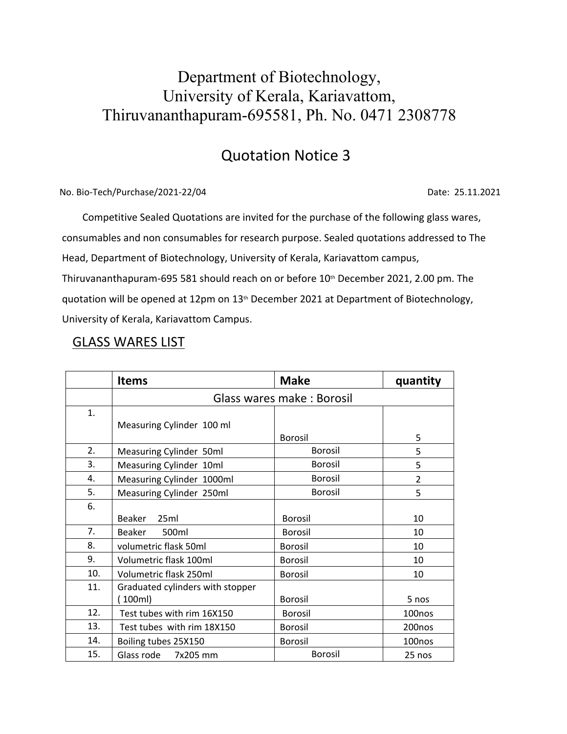# Department of Biotechnology,
# University of Kerala, Kariavattom,
# Thiruvananthapuram-695581, Ph. No. 0471 2308778

## Quotation Notice 3

No. Bio-Tech/Purchase/2021-22/04 Date: 25.11.2021

Competitive Sealed Quotations are invited for the purchase of the following glass wares, consumables and non consumables for research purpose. Sealed quotations addressed to The Head, Department of Biotechnology, University of Kerala, Kariavattom campus, Thiruvananthapuram-695 581 should reach on or before 10th December 2021, 2.00 pm. The quotation will be opened at 12pm on 13th December 2021 at Department of Biotechnology, University of Kerala, Kariavattom Campus.

## GLASS WARES LIST

| | **Items** | **Make** | **quantity** |
|---|---|---|---|
| | Glass wares make : Borosil | | |
| 1. | Measuring Cylinder 100 ml | Borosil | 5 |
| 2. | Measuring Cylinder 50ml | Borosil | 5 |
| 3. | Measuring Cylinder 10ml | Borosil | 5 |
| 4. | Measuring Cylinder 1000ml | Borosil | 2 |
| 5. | Measuring Cylinder 250ml | Borosil | 5 |
| 6. | Beaker 25ml | Borosil | 10 |
| 7. | Beaker 500ml | Borosil | 10 |
| 8. | volumetric flask 50ml | Borosil | 10 |
| 9. | Volumetric flask 100ml | Borosil | 10 |
| 10. | Volumetric flask 250ml | Borosil | 10 |
| 11. | Graduated cylinders with stopper ( 100ml) | Borosil | 5 nos |
| 12. | Test tubes with rim 16X150 | Borosil | 100nos |
| 13. | Test tubes with rim 18X150 | Borosil | 200nos |
| 14. | Boiling tubes 25X150 | Borosil | 100nos |
| 15. | Glass rode 7x205 mm | Borosil | 25 nos |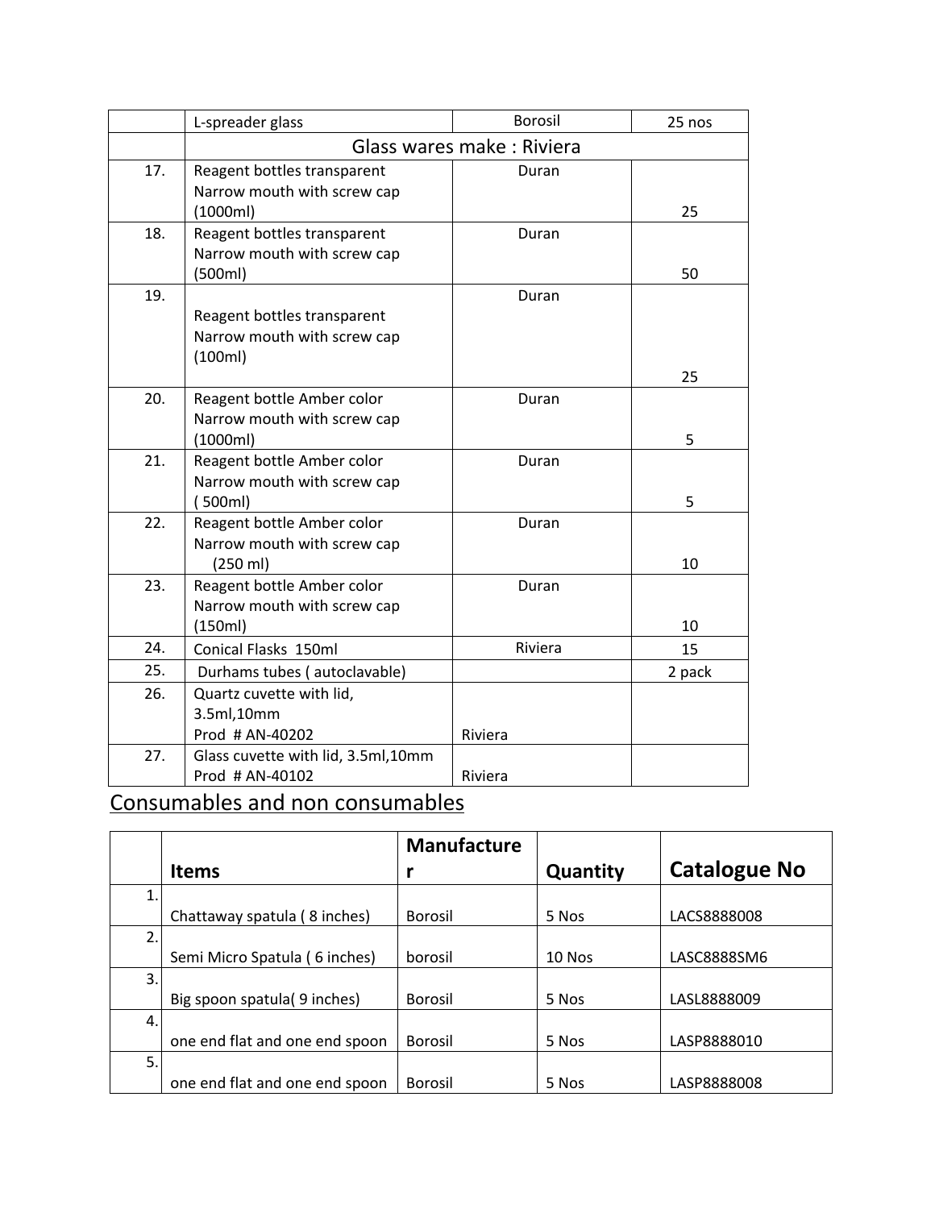| | L-spreader glass | Borosil | 25 nos |
|---|---|---|---|
| | Glass wares make : Riviera | | |
| 17. | Reagent bottles transparent Narrow mouth with screw cap (1000ml) | Duran | 25 |
| 18. | Reagent bottles transparent Narrow mouth with screw cap (500ml) | Duran | 50 |
| 19. | Reagent bottles transparent Narrow mouth with screw cap (100ml) | Duran | 25 |
| 20. | Reagent bottle Amber color Narrow mouth with screw cap (1000ml) | Duran | 5 |
| 21. | Reagent bottle Amber color Narrow mouth with screw cap ( 500ml) | Duran | 5 |
| 22. | Reagent bottle Amber color Narrow mouth with screw cap (250 ml) | Duran | 10 |
| 23. | Reagent bottle Amber color Narrow mouth with screw cap (150ml) | Duran | 10 |
| 24. | Conical Flasks 150ml | Riviera | 15 |
| 25. | Durhams tubes ( autoclavable) | | 2 pack |
| 26. | Quartz cuvette with lid, 3.5ml,10mm Prod # AN-40202 | Riviera | |
| 27. | Glass cuvette with lid, 3.5ml,10mm Prod # AN-40102 | Riviera | |

## Consumables and non consumables

| | Items | Manufacturer | Quantity | Catalogue No |
|---|---|---|---|---|
| 1. | Chattaway spatula ( 8 inches) | Borosil | 5 Nos | LACS8888008 |
| 2. | Semi Micro Spatula ( 6 inches) | borosil | 10 Nos | LASC8888SM6 |
| 3. | Big spoon spatula( 9 inches) | Borosil | 5 Nos | LASL8888009 |
| 4. | one end flat and one end spoon | Borosil | 5 Nos | LASP8888010 |
| 5. | one end flat and one end spoon | Borosil | 5 Nos | LASP8888008 |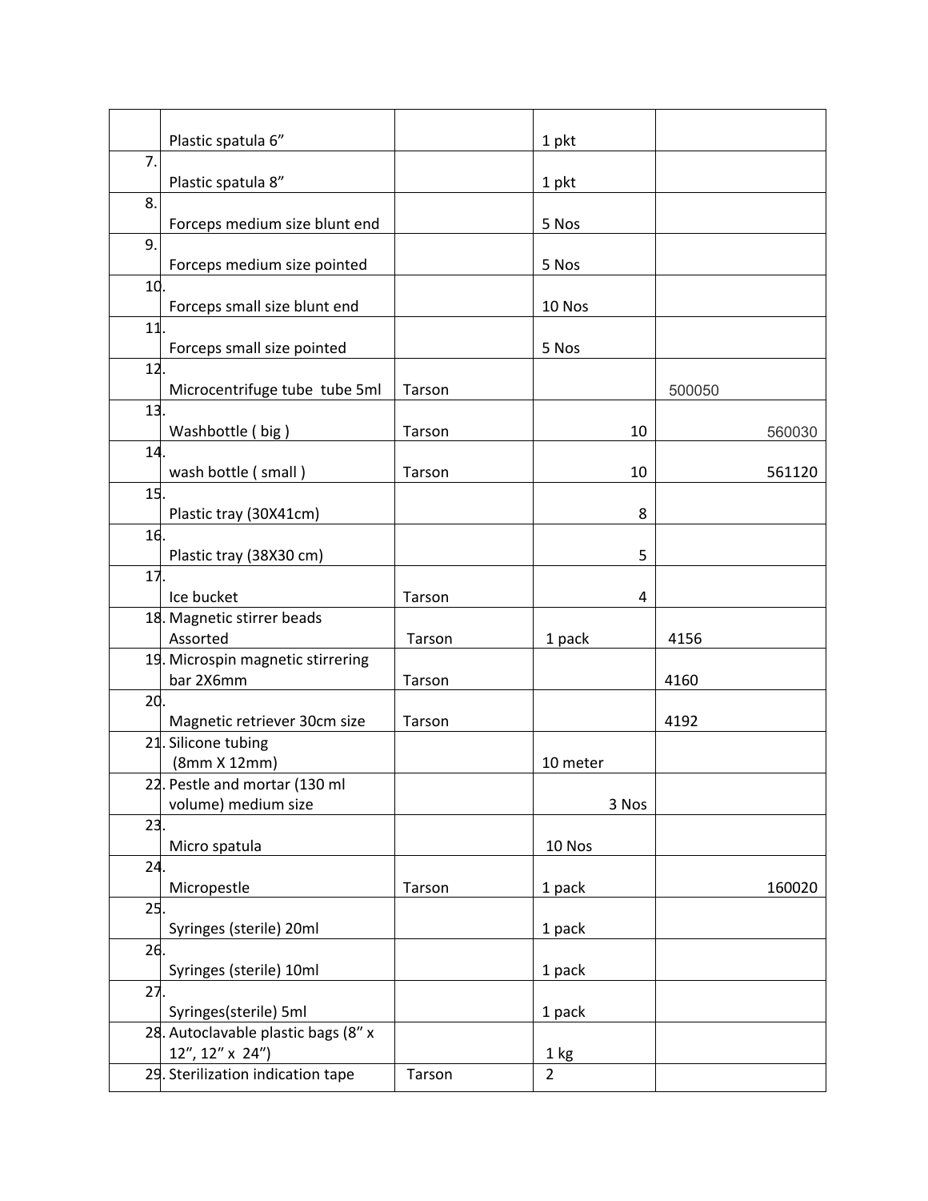| | | | | |
|---|---|---|---|---|
| | Plastic spatula 6” | | 1 pkt | |
| 7. | Plastic spatula 8” | | 1 pkt | |
| 8. | Forceps medium size blunt end | | 5 Nos | |
| 9. | Forceps medium size pointed | | 5 Nos | |
| 10. | Forceps small size blunt end | | 10 Nos | |
| 11. | Forceps small size pointed | | 5 Nos | |
| 12. | Microcentrifuge tube tube 5ml | Tarson | | 500050 |
| 13. | Washbottle ( big ) | Tarson | 10 | 560030 |
| 14. | wash bottle ( small ) | Tarson | 10 | 561120 |
| 15. | Plastic tray (30X41cm) | | 8 | |
| 16. | Plastic tray (38X30 cm) | | 5 | |
| 17. | Ice bucket | Tarson | 4 | |
| 18. | Magnetic stirrer beads Assorted | Tarson | 1 pack | 4156 |
| 19. | Microspin magnetic stirrering bar 2X6mm | Tarson | | 4160 |
| 20. | Magnetic retriever 30cm size | Tarson | | 4192 |
| 21. | Silicone tubing (8mm X 12mm) | | 10 meter | |
| 22. | Pestle and mortar (130 ml volume) medium size | | 3 Nos | |
| 23. | Micro spatula | | 10 Nos | |
| 24. | Micropestle | Tarson | 1 pack | 160020 |
| 25. | Syringes (sterile) 20ml | | 1 pack | |
| 26. | Syringes (sterile) 10ml | | 1 pack | |
| 27. | Syringes(sterile) 5ml | | 1 pack | |
| 28. | Autoclavable plastic bags (8” x 12”, 12” x 24”) | | 1 kg | |
| 29. | Sterilization indication tape | Tarson | 2 | |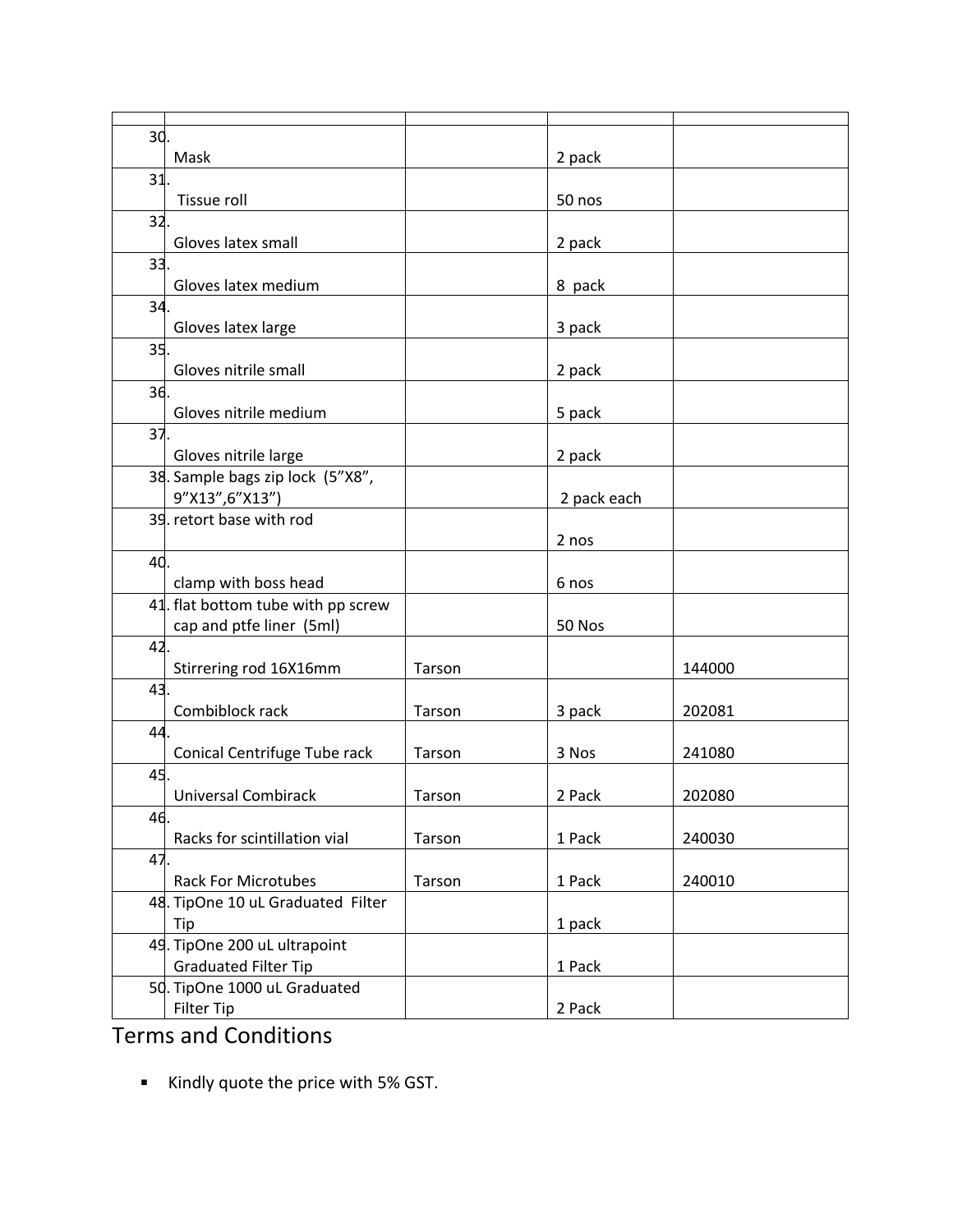| | | | | |
|---|---|---|---|---|
| 30. | Mask | | 2 pack | |
| 31. | Tissue roll | | 50 nos | |
| 32. | Gloves latex small | | 2 pack | |
| 33. | Gloves latex medium | | 8 pack | |
| 34. | Gloves latex large | | 3 pack | |
| 35. | Gloves nitrile small | | 2 pack | |
| 36. | Gloves nitrile medium | | 5 pack | |
| 37. | Gloves nitrile large | | 2 pack | |
| 38. | Sample bags zip lock (5”X8”, 9”X13”,6”X13”) | | 2 pack each | |
| 39. | retort base with rod | | 2 nos | |
| 40. | clamp with boss head | | 6 nos | |
| 41. | flat bottom tube with pp screw cap and ptfe liner (5ml) | | 50 Nos | |
| 42. | Stirrering rod 16X16mm | Tarson | | 144000 |
| 43. | Combiblock rack | Tarson | 3 pack | 202081 |
| 44. | Conical Centrifuge Tube rack | Tarson | 3 Nos | 241080 |
| 45. | Universal Combirack | Tarson | 2 Pack | 202080 |
| 46. | Racks for scintillation vial | Tarson | 1 Pack | 240030 |
| 47. | Rack For Microtubes | Tarson | 1 Pack | 240010 |
| 48. | TipOne 10 uL Graduated Filter Tip | | 1 pack | |
| 49. | TipOne 200 uL ultrapoint Graduated Filter Tip | | 1 Pack | |
| 50. | TipOne 1000 uL Graduated Filter Tip | | 2 Pack | |

# Terms and Conditions

- Kindly quote the price with 5% GST.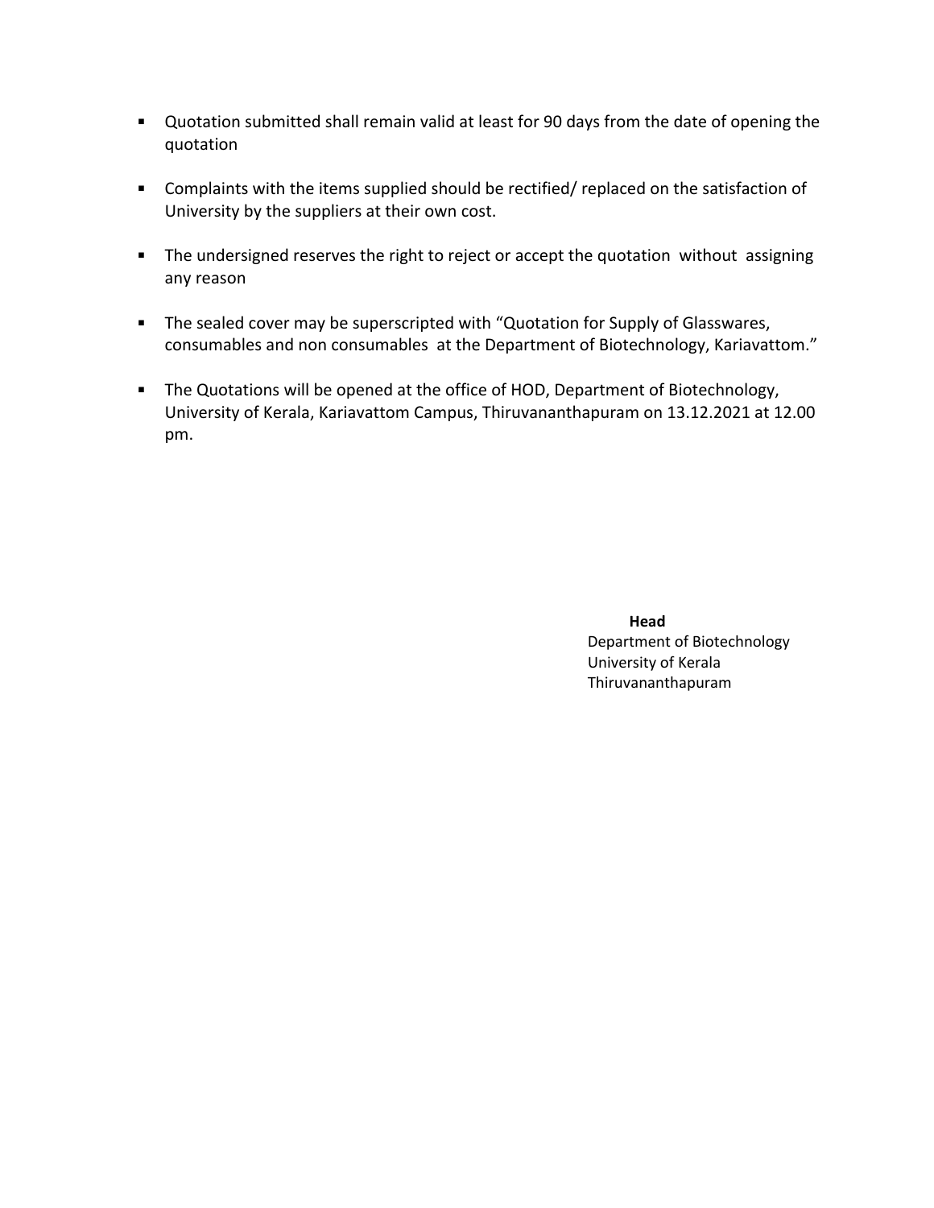- Quotation submitted shall remain valid at least for 90 days from the date of opening the quotation

- Complaints with the items supplied should be rectified/ replaced on the satisfaction of University by the suppliers at their own cost.

- The undersigned reserves the right to reject or accept the quotation without assigning any reason

- The sealed cover may be superscripted with "Quotation for Supply of Glasswares, consumables and non consumables at the Department of Biotechnology, Kariavattom."

- The Quotations will be opened at the office of HOD, Department of Biotechnology, University of Kerala, Kariavattom Campus, Thiruvananthapuram on 13.12.2021 at 12.00 pm.

**Head**
Department of Biotechnology
University of Kerala
Thiruvananthapuram